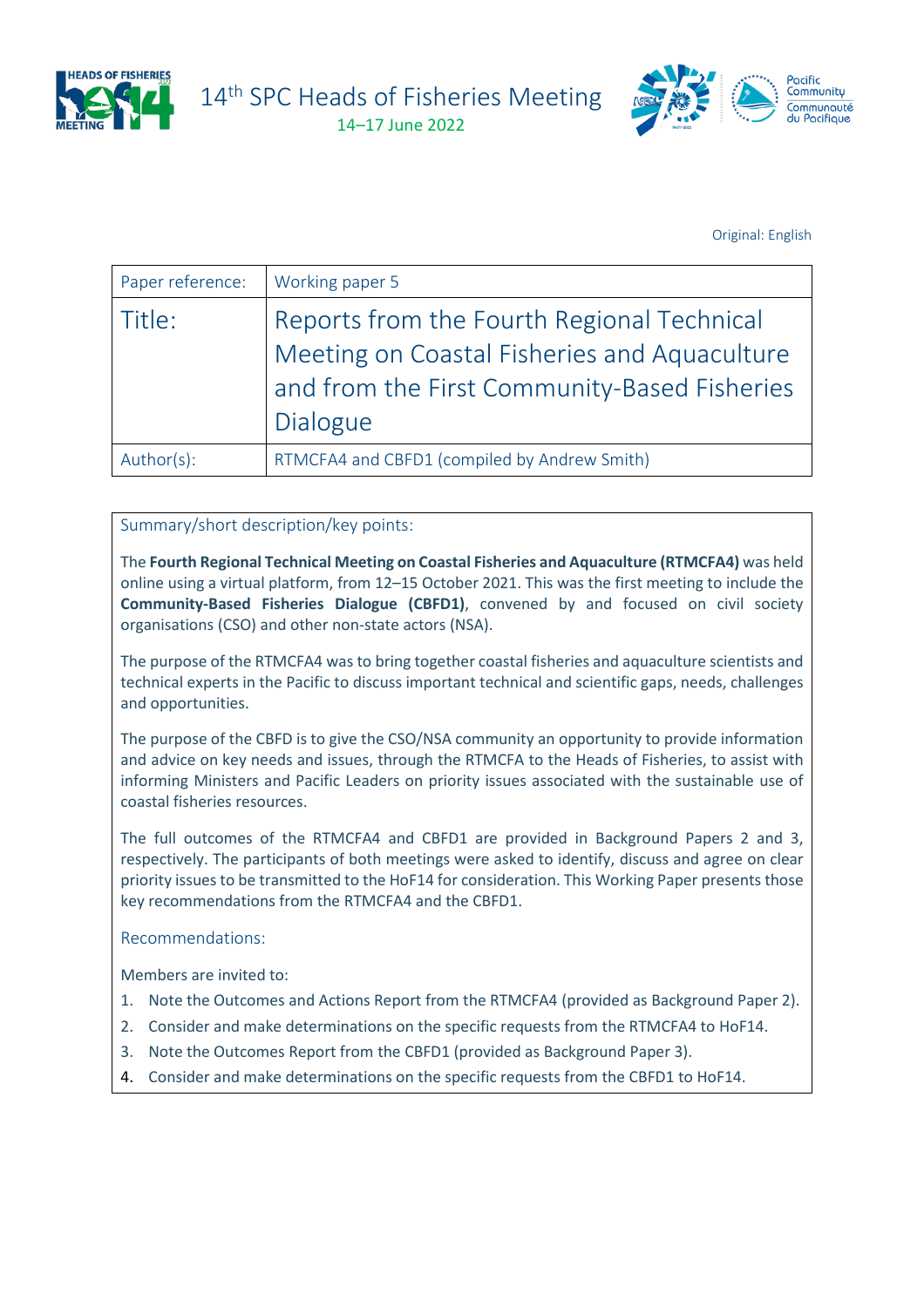# 14th SPC Heads of Fisheries Meeting

14–17 June 2022

Original: English

| Paper reference: | Working paper 5 |
| --- | --- |
| Title: | Reports from the Fourth Regional Technical Meeting on Coastal Fisheries and Aquaculture and from the First Community-Based Fisheries Dialogue |
| Author(s): | RTMCFA4 and CBFD1 (compiled by Andrew Smith) |

## Summary/short description/key points:

The **Fourth Regional Technical Meeting on Coastal Fisheries and Aquaculture (RTMCFA4)** was held online using a virtual platform, from 12–15 October 2021. This was the first meeting to include the **Community-Based Fisheries Dialogue (CBFD1)**, convened by and focused on civil society organisations (CSO) and other non-state actors (NSA).

The purpose of the RTMCFA4 was to bring together coastal fisheries and aquaculture scientists and technical experts in the Pacific to discuss important technical and scientific gaps, needs, challenges and opportunities.

The purpose of the CBFD is to give the CSO/NSA community an opportunity to provide information and advice on key needs and issues, through the RTMCFA to the Heads of Fisheries, to assist with informing Ministers and Pacific Leaders on priority issues associated with the sustainable use of coastal fisheries resources.

The full outcomes of the RTMCFA4 and CBFD1 are provided in Background Papers 2 and 3, respectively. The participants of both meetings were asked to identify, discuss and agree on clear priority issues to be transmitted to the HoF14 for consideration. This Working Paper presents those key recommendations from the RTMCFA4 and the CBFD1.

## Recommendations:

Members are invited to:

1. Note the Outcomes and Actions Report from the RTMCFA4 (provided as Background Paper 2).
2. Consider and make determinations on the specific requests from the RTMCFA4 to HoF14.
3. Note the Outcomes Report from the CBFD1 (provided as Background Paper 3).
4. Consider and make determinations on the specific requests from the CBFD1 to HoF14.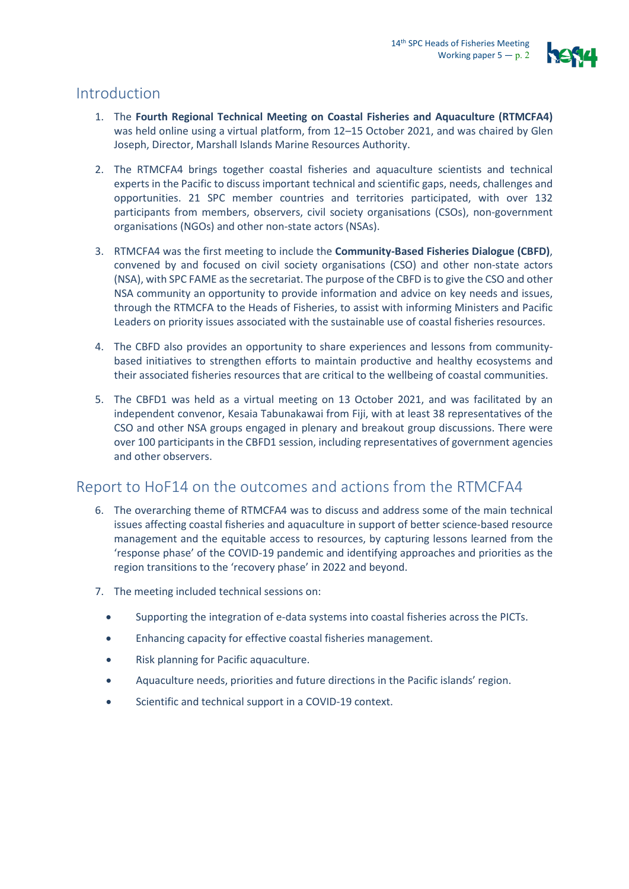## Introduction

1. The **Fourth Regional Technical Meeting on Coastal Fisheries and Aquaculture (RTMCFA4)** was held online using a virtual platform, from 12–15 October 2021, and was chaired by Glen Joseph, Director, Marshall Islands Marine Resources Authority.

2. The RTMCFA4 brings together coastal fisheries and aquaculture scientists and technical experts in the Pacific to discuss important technical and scientific gaps, needs, challenges and opportunities. 21 SPC member countries and territories participated, with over 132 participants from members, observers, civil society organisations (CSOs), non-government organisations (NGOs) and other non-state actors (NSAs).

3. RTMCFA4 was the first meeting to include the **Community-Based Fisheries Dialogue (CBFD)**, convened by and focused on civil society organisations (CSO) and other non-state actors (NSA), with SPC FAME as the secretariat. The purpose of the CBFD is to give the CSO and other NSA community an opportunity to provide information and advice on key needs and issues, through the RTMCFA to the Heads of Fisheries, to assist with informing Ministers and Pacific Leaders on priority issues associated with the sustainable use of coastal fisheries resources.

4. The CBFD also provides an opportunity to share experiences and lessons from community-based initiatives to strengthen efforts to maintain productive and healthy ecosystems and their associated fisheries resources that are critical to the wellbeing of coastal communities.

5. The CBFD1 was held as a virtual meeting on 13 October 2021, and was facilitated by an independent convenor, Kesaia Tabunakawai from Fiji, with at least 38 representatives of the CSO and other NSA groups engaged in plenary and breakout group discussions. There were over 100 participants in the CBFD1 session, including representatives of government agencies and other observers.

## Report to HoF14 on the outcomes and actions from the RTMCFA4

6. The overarching theme of RTMCFA4 was to discuss and address some of the main technical issues affecting coastal fisheries and aquaculture in support of better science-based resource management and the equitable access to resources, by capturing lessons learned from the 'response phase' of the COVID-19 pandemic and identifying approaches and priorities as the region transitions to the 'recovery phase' in 2022 and beyond.

7. The meeting included technical sessions on:

   - Supporting the integration of e-data systems into coastal fisheries across the PICTs.
   - Enhancing capacity for effective coastal fisheries management.
   - Risk planning for Pacific aquaculture.
   - Aquaculture needs, priorities and future directions in the Pacific islands' region.
   - Scientific and technical support in a COVID-19 context.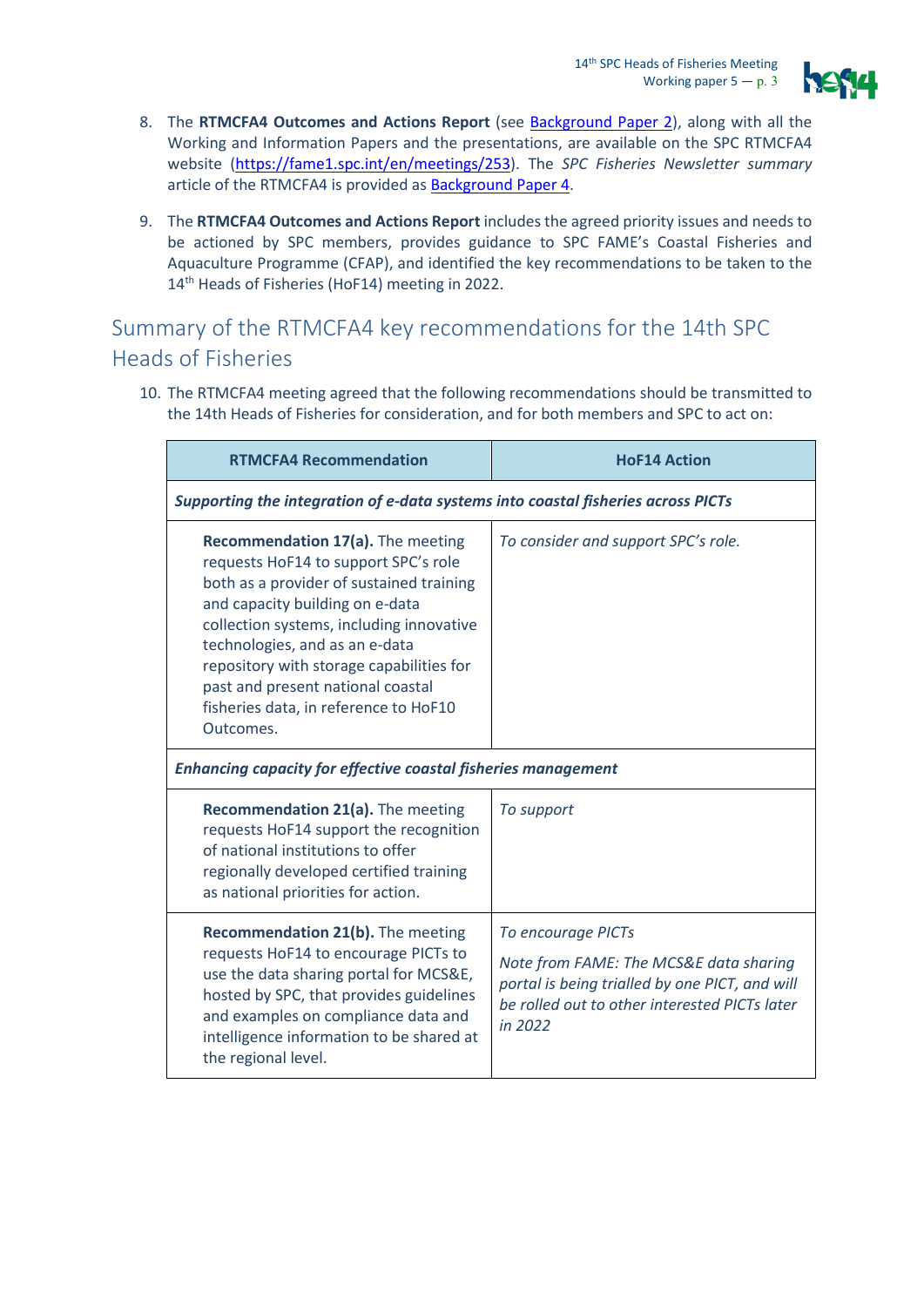8. The **RTMCFA4 Outcomes and Actions Report** (see Background Paper 2), along with all the Working and Information Papers and the presentations, are available on the SPC RTMCFA4 website (https://fame1.spc.int/en/meetings/253). The *SPC Fisheries Newsletter summary* article of the RTMCFA4 is provided as Background Paper 4.

9. The **RTMCFA4 Outcomes and Actions Report** includes the agreed priority issues and needs to be actioned by SPC members, provides guidance to SPC FAME's Coastal Fisheries and Aquaculture Programme (CFAP), and identified the key recommendations to be taken to the 14th Heads of Fisheries (HoF14) meeting in 2022.

## Summary of the RTMCFA4 key recommendations for the 14th SPC Heads of Fisheries

10. The RTMCFA4 meeting agreed that the following recommendations should be transmitted to the 14th Heads of Fisheries for consideration, and for both members and SPC to act on:

| RTMCFA4 Recommendation | HoF14 Action |
|---|---|
| ***Supporting the integration of e-data systems into coastal fisheries across PICTs*** | |
| **Recommendation 17(a).** The meeting requests HoF14 to support SPC's role both as a provider of sustained training and capacity building on e-data collection systems, including innovative technologies, and as an e-data repository with storage capabilities for past and present national coastal fisheries data, in reference to HoF10 Outcomes. | *To consider and support SPC's role.* |
| ***Enhancing capacity for effective coastal fisheries management*** | |
| **Recommendation 21(a).** The meeting requests HoF14 support the recognition of national institutions to offer regionally developed certified training as national priorities for action. | *To support* |
| **Recommendation 21(b).** The meeting requests HoF14 to encourage PICTs to use the data sharing portal for MCS&E, hosted by SPC, that provides guidelines and examples on compliance data and intelligence information to be shared at the regional level. | *To encourage PICTs*<br><br>*Note from FAME: The MCS&E data sharing portal is being trialled by one PICT, and will be rolled out to other interested PICTs later in 2022* |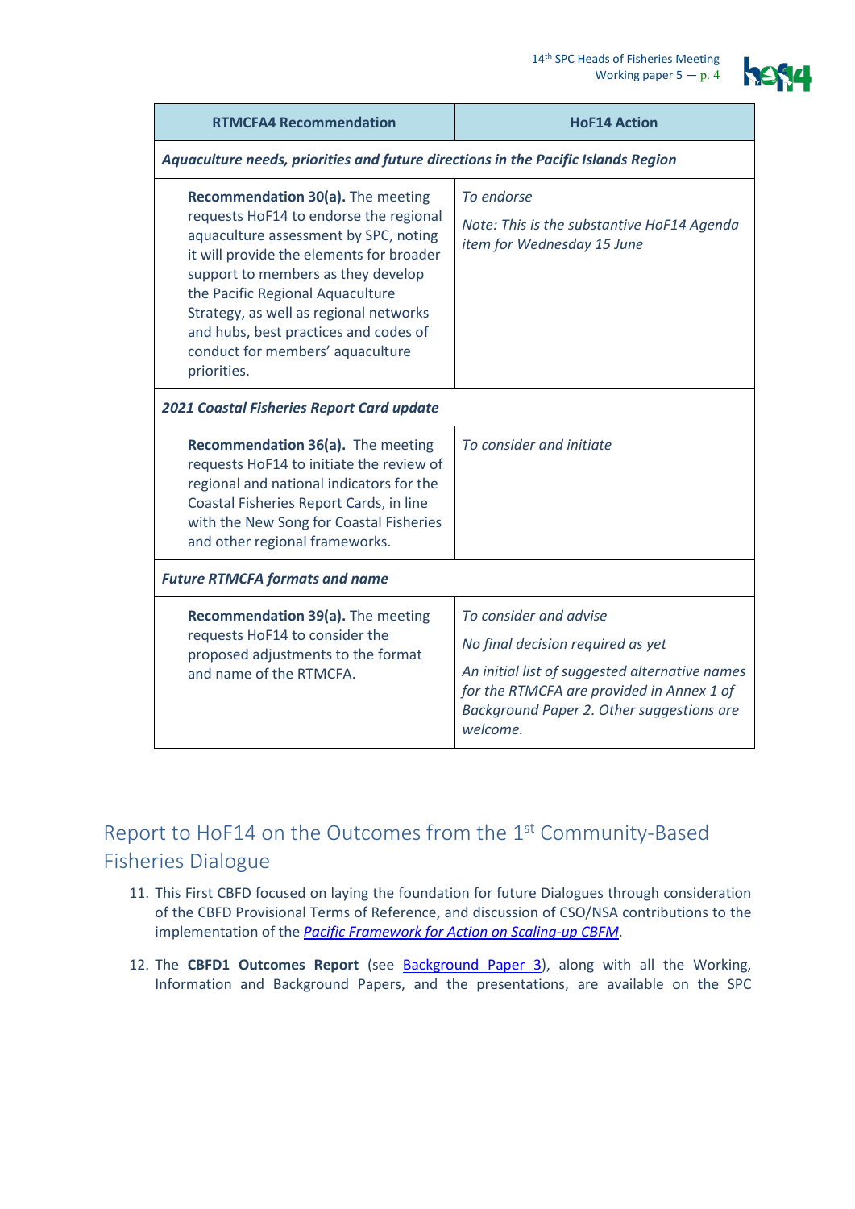| RTMCFA4 Recommendation | HoF14 Action |
|---|---|
| ***Aquaculture needs, priorities and future directions in the Pacific Islands Region*** | |
| **Recommendation 30(a).** The meeting requests HoF14 to endorse the regional aquaculture assessment by SPC, noting it will provide the elements for broader support to members as they develop the Pacific Regional Aquaculture Strategy, as well as regional networks and hubs, best practices and codes of conduct for members' aquaculture priorities. | *To endorse* <br> *Note: This is the substantive HoF14 Agenda item for Wednesday 15 June* |
| ***2021 Coastal Fisheries Report Card update*** | |
| **Recommendation 36(a).** The meeting requests HoF14 to initiate the review of regional and national indicators for the Coastal Fisheries Report Cards, in line with the New Song for Coastal Fisheries and other regional frameworks. | *To consider and initiate* |
| ***Future RTMCFA formats and name*** | |
| **Recommendation 39(a).** The meeting requests HoF14 to consider the proposed adjustments to the format and name of the RTMCFA. | *To consider and advise* <br> *No final decision required as yet* <br> *An initial list of suggested alternative names for the RTMCFA are provided in Annex 1 of Background Paper 2. Other suggestions are welcome.* |

## Report to HoF14 on the Outcomes from the 1st Community-Based Fisheries Dialogue

11. This First CBFD focused on laying the foundation for future Dialogues through consideration of the CBFD Provisional Terms of Reference, and discussion of CSO/NSA contributions to the implementation of the *Pacific Framework for Action on Scaling-up CBFM*.

12. The **CBFD1 Outcomes Report** (see Background Paper 3), along with all the Working, Information and Background Papers, and the presentations, are available on the SPC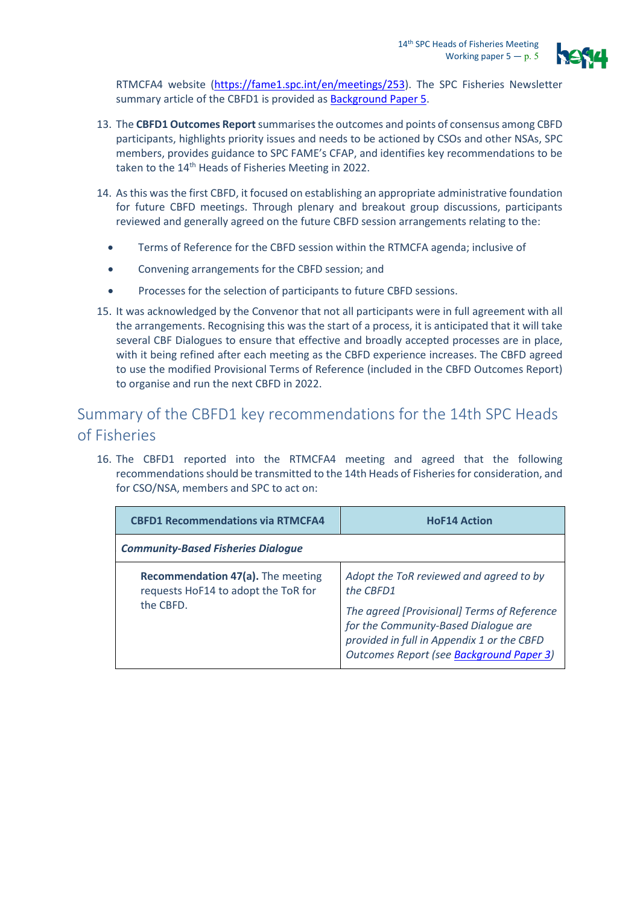RTMCFA4 website (https://fame1.spc.int/en/meetings/253). The SPC Fisheries Newsletter summary article of the CBFD1 is provided as Background Paper 5.

13. The **CBFD1 Outcomes Report** summarises the outcomes and points of consensus among CBFD participants, highlights priority issues and needs to be actioned by CSOs and other NSAs, SPC members, provides guidance to SPC FAME's CFAP, and identifies key recommendations to be taken to the 14th Heads of Fisheries Meeting in 2022.

14. As this was the first CBFD, it focused on establishing an appropriate administrative foundation for future CBFD meetings. Through plenary and breakout group discussions, participants reviewed and generally agreed on the future CBFD session arrangements relating to the:

- Terms of Reference for the CBFD session within the RTMCFA agenda; inclusive of
- Convening arrangements for the CBFD session; and
- Processes for the selection of participants to future CBFD sessions.

15. It was acknowledged by the Convenor that not all participants were in full agreement with all the arrangements. Recognising this was the start of a process, it is anticipated that it will take several CBF Dialogues to ensure that effective and broadly accepted processes are in place, with it being refined after each meeting as the CBFD experience increases. The CBFD agreed to use the modified Provisional Terms of Reference (included in the CBFD Outcomes Report) to organise and run the next CBFD in 2022.

## Summary of the CBFD1 key recommendations for the 14th SPC Heads of Fisheries

16. The CBFD1 reported into the RTMCFA4 meeting and agreed that the following recommendations should be transmitted to the 14th Heads of Fisheries for consideration, and for CSO/NSA, members and SPC to act on:

| CBFD1 Recommendations via RTMCFA4 | HoF14 Action |
|---|---|
| ***Community-Based Fisheries Dialogue*** | |
| **Recommendation 47(a).** The meeting requests HoF14 to adopt the ToR for the CBFD. | *Adopt the ToR reviewed and agreed to by the CBFD1*<br><br>*The agreed [Provisional] Terms of Reference for the Community-Based Dialogue are provided in full in Appendix 1 or the CBFD Outcomes Report (see Background Paper 3)* |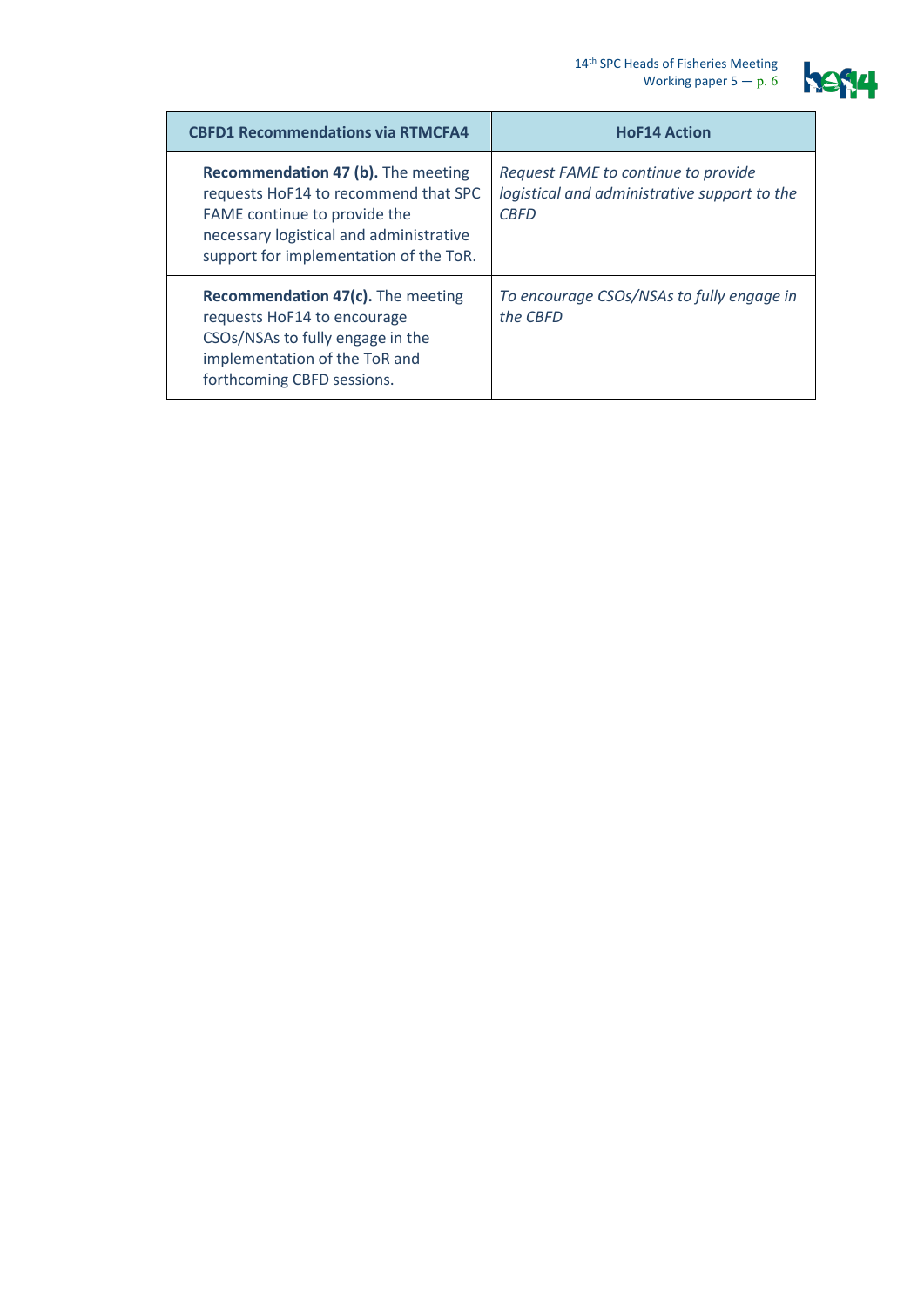| CBFD1 Recommendations via RTMCFA4 | HoF14 Action |
|---|---|
| **Recommendation 47 (b).** The meeting requests HoF14 to recommend that SPC FAME continue to provide the necessary logistical and administrative support for implementation of the ToR. | *Request FAME to continue to provide logistical and administrative support to the CBFD* |
| **Recommendation 47(c).** The meeting requests HoF14 to encourage CSOs/NSAs to fully engage in the implementation of the ToR and forthcoming CBFD sessions. | *To encourage CSOs/NSAs to fully engage in the CBFD* |